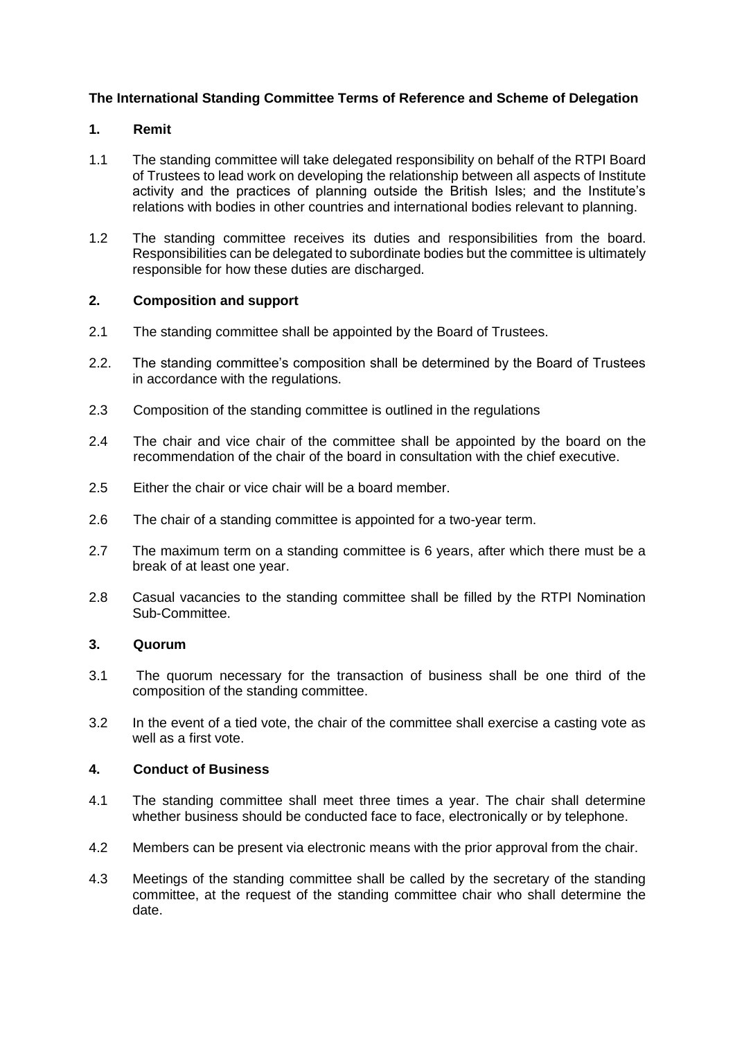**The International Standing Committee Terms of Reference and Scheme of Delegation**

**1. Remit**

1.1 The standing committee will take delegated responsibility on behalf of the RTPI Board of Trustees to lead work on developing the relationship between all aspects of Institute activity and the practices of planning outside the British Isles; and the Institute's relations with bodies in other countries and international bodies relevant to planning.

1.2 The standing committee receives its duties and responsibilities from the board. Responsibilities can be delegated to subordinate bodies but the committee is ultimately responsible for how these duties are discharged.

**2. Composition and support**

2.1 The standing committee shall be appointed by the Board of Trustees.

2.2. The standing committee's composition shall be determined by the Board of Trustees in accordance with the regulations.

2.3 Composition of the standing committee is outlined in the regulations

2.4 The chair and vice chair of the committee shall be appointed by the board on the recommendation of the chair of the board in consultation with the chief executive.

2.5 Either the chair or vice chair will be a board member.

2.6 The chair of a standing committee is appointed for a two-year term.

2.7 The maximum term on a standing committee is 6 years, after which there must be a break of at least one year.

2.8 Casual vacancies to the standing committee shall be filled by the RTPI Nomination Sub-Committee.

**3. Quorum**

3.1 The quorum necessary for the transaction of business shall be one third of the composition of the standing committee.

3.2 In the event of a tied vote, the chair of the committee shall exercise a casting vote as well as a first vote.

**4. Conduct of Business**

4.1 The standing committee shall meet three times a year. The chair shall determine whether business should be conducted face to face, electronically or by telephone.

4.2 Members can be present via electronic means with the prior approval from the chair.

4.3 Meetings of the standing committee shall be called by the secretary of the standing committee, at the request of the standing committee chair who shall determine the date.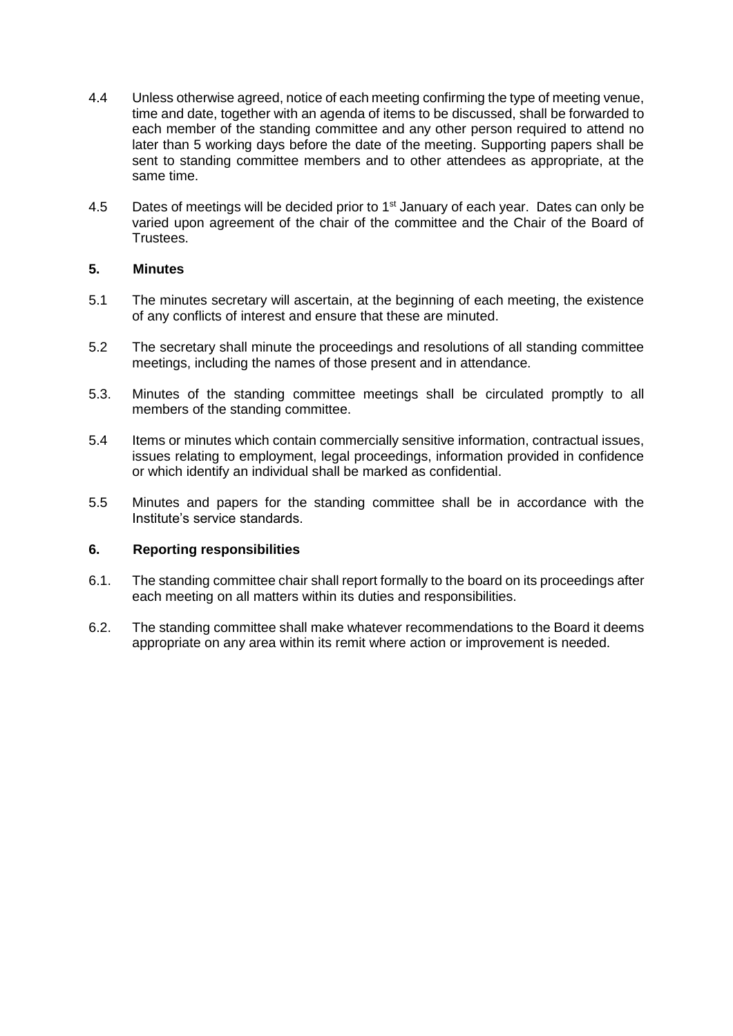4.4 Unless otherwise agreed, notice of each meeting confirming the type of meeting venue, time and date, together with an agenda of items to be discussed, shall be forwarded to each member of the standing committee and any other person required to attend no later than 5 working days before the date of the meeting. Supporting papers shall be sent to standing committee members and to other attendees as appropriate, at the same time.

4.5 Dates of meetings will be decided prior to 1st January of each year. Dates can only be varied upon agreement of the chair of the committee and the Chair of the Board of Trustees.

## 5. Minutes

5.1 The minutes secretary will ascertain, at the beginning of each meeting, the existence of any conflicts of interest and ensure that these are minuted.

5.2 The secretary shall minute the proceedings and resolutions of all standing committee meetings, including the names of those present and in attendance.

5.3. Minutes of the standing committee meetings shall be circulated promptly to all members of the standing committee.

5.4 Items or minutes which contain commercially sensitive information, contractual issues, issues relating to employment, legal proceedings, information provided in confidence or which identify an individual shall be marked as confidential.

5.5 Minutes and papers for the standing committee shall be in accordance with the Institute's service standards.

## 6. Reporting responsibilities

6.1. The standing committee chair shall report formally to the board on its proceedings after each meeting on all matters within its duties and responsibilities.

6.2. The standing committee shall make whatever recommendations to the Board it deems appropriate on any area within its remit where action or improvement is needed.